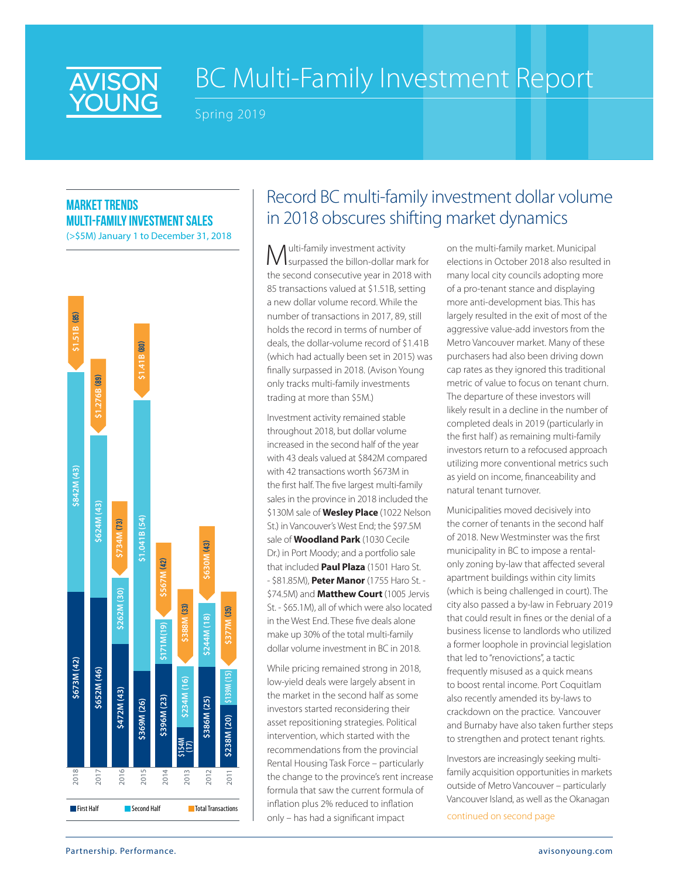# BC Multi-Family Investment Report

Spring 2019

## MARKET TRENDS
## MULTI-FAMILY INVESTMENT SALES

(>$5M) January 1 to December 31, 2018

| Year | First Half | Second Half | Total Transactions |
|---|---|---|---|
| 2018 | $673M (42) | $842M (43) | $1.51B (85) |
| 2017 | $652M (46) | $624M (43) | $1.276B (89) |
| 2016 | $472M (43) | $262M (30) | $734M (73) |
| 2015 | $369M (26) | $1.041B (54) | $1.41B (80) |
| 2014 | $396M (23) | $171M (19) | $567M (42) |
| 2013 | $154M (17) | $234M (16) | $388M (33) |
| 2012 | $386M (25) | $244M (18) | $630M (43) |
| 2011 | $238M (20) | $139M (15) | $377M (35) |

## Record BC multi-family investment dollar volume in 2018 obscures shifting market dynamics

Multi-family investment activity surpassed the billon-dollar mark for the second consecutive year in 2018 with 85 transactions valued at $1.51B, setting a new dollar volume record. While the number of transactions in 2017, 89, still holds the record in terms of number of deals, the dollar-volume record of $1.41B (which had actually been set in 2015) was finally surpassed in 2018. (Avison Young only tracks multi-family investments trading at more than $5M.)

Investment activity remained stable throughout 2018, but dollar volume increased in the second half of the year with 43 deals valued at $842M compared with 42 transactions worth $673M in the first half. The five largest multi-family sales in the province in 2018 included the $130M sale of **Wesley Place** (1022 Nelson St.) in Vancouver's West End; the $97.5M sale of **Woodland Park** (1030 Cecile Dr.) in Port Moody; and a portfolio sale that included **Paul Plaza** (1501 Haro St. - $81.85M), **Peter Manor** (1755 Haro St. - $74.5M) and **Matthew Court** (1005 Jervis St. - $65.1M), all of which were also located in the West End. These five deals alone make up 30% of the total multi-family dollar volume investment in BC in 2018.

While pricing remained strong in 2018, low-yield deals were largely absent in the market in the second half as some investors started reconsidering their asset repositioning strategies. Political intervention, which started with the recommendations from the provincial Rental Housing Task Force – particularly the change to the province's rent increase formula that saw the current formula of inflation plus 2% reduced to inflation only – has had a significant impact on the multi-family market. Municipal elections in October 2018 also resulted in many local city councils adopting more of a pro-tenant stance and displaying more anti-development bias. This has largely resulted in the exit of most of the aggressive value-add investors from the Metro Vancouver market. Many of these purchasers had also been driving down cap rates as they ignored this traditional metric of value to focus on tenant churn. The departure of these investors will likely result in a decline in the number of completed deals in 2019 (particularly in the first half) as remaining multi-family investors return to a refocused approach utilizing more conventional metrics such as yield on income, financeability and natural tenant turnover.

Municipalities moved decisively into the corner of tenants in the second half of 2018. New Westminster was the first municipality in BC to impose a rental-only zoning by-law that affected several apartment buildings within city limits (which is being challenged in court). The city also passed a by-law in February 2019 that could result in fines or the denial of a business license to landlords who utilized a former loophole in provincial legislation that led to "renovictions", a tactic frequently misused as a quick means to boost rental income. Port Coquitlam also recently amended its by-laws to crackdown on the practice. Vancouver and Burnaby have also taken further steps to strengthen and protect tenant rights.

Investors are increasingly seeking multi-family acquisition opportunities in markets outside of Metro Vancouver – particularly Vancouver Island, as well as the Okanagan

continued on second page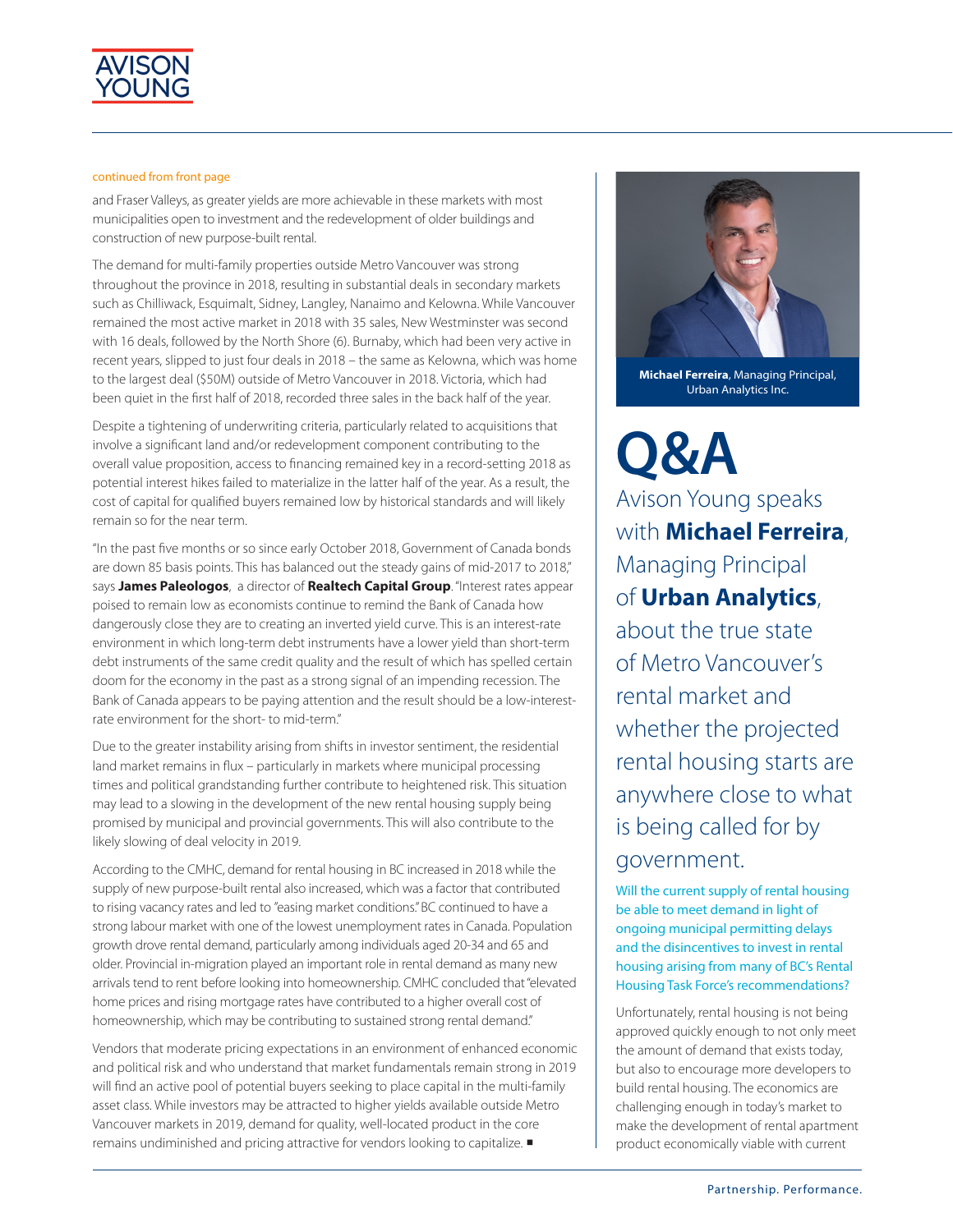continued from front page

and Fraser Valleys, as greater yields are more achievable in these markets with most municipalities open to investment and the redevelopment of older buildings and construction of new purpose-built rental.

The demand for multi-family properties outside Metro Vancouver was strong throughout the province in 2018, resulting in substantial deals in secondary markets such as Chilliwack, Esquimalt, Sidney, Langley, Nanaimo and Kelowna. While Vancouver remained the most active market in 2018 with 35 sales, New Westminster was second with 16 deals, followed by the North Shore (6). Burnaby, which had been very active in recent years, slipped to just four deals in 2018 – the same as Kelowna, which was home to the largest deal ($50M) outside of Metro Vancouver in 2018. Victoria, which had been quiet in the first half of 2018, recorded three sales in the back half of the year.

Despite a tightening of underwriting criteria, particularly related to acquisitions that involve a significant land and/or redevelopment component contributing to the overall value proposition, access to financing remained key in a record-setting 2018 as potential interest hikes failed to materialize in the latter half of the year. As a result, the cost of capital for qualified buyers remained low by historical standards and will likely remain so for the near term.

"In the past five months or so since early October 2018, Government of Canada bonds are down 85 basis points. This has balanced out the steady gains of mid-2017 to 2018," says **James Paleologos**, a director of **Realtech Capital Group**. "Interest rates appear poised to remain low as economists continue to remind the Bank of Canada how dangerously close they are to creating an inverted yield curve. This is an interest-rate environment in which long-term debt instruments have a lower yield than short-term debt instruments of the same credit quality and the result of which has spelled certain doom for the economy in the past as a strong signal of an impending recession. The Bank of Canada appears to be paying attention and the result should be a low-interest-rate environment for the short- to mid-term."

Due to the greater instability arising from shifts in investor sentiment, the residential land market remains in flux – particularly in markets where municipal processing times and political grandstanding further contribute to heightened risk. This situation may lead to a slowing in the development of the new rental housing supply being promised by municipal and provincial governments. This will also contribute to the likely slowing of deal velocity in 2019.

According to the CMHC, demand for rental housing in BC increased in 2018 while the supply of new purpose-built rental also increased, which was a factor that contributed to rising vacancy rates and led to "easing market conditions." BC continued to have a strong labour market with one of the lowest unemployment rates in Canada. Population growth drove rental demand, particularly among individuals aged 20-34 and 65 and older. Provincial in-migration played an important role in rental demand as many new arrivals tend to rent before looking into homeownership. CMHC concluded that "elevated home prices and rising mortgage rates have contributed to a higher overall cost of homeownership, which may be contributing to sustained strong rental demand."

Vendors that moderate pricing expectations in an environment of enhanced economic and political risk and who understand that market fundamentals remain strong in 2019 will find an active pool of potential buyers seeking to place capital in the multi-family asset class. While investors may be attracted to higher yields available outside Metro Vancouver markets in 2019, demand for quality, well-located product in the core remains undiminished and pricing attractive for vendors looking to capitalize. ■

**Michael Ferreira**, Managing Principal, Urban Analytics Inc.

# Q&A

## Avison Young speaks with **Michael Ferreira**, Managing Principal of **Urban Analytics**, about the true state of Metro Vancouver's rental market and whether the projected rental housing starts are anywhere close to what is being called for by government.

Will the current supply of rental housing be able to meet demand in light of ongoing municipal permitting delays and the disincentives to invest in rental housing arising from many of BC's Rental Housing Task Force's recommendations?

Unfortunately, rental housing is not being approved quickly enough to not only meet the amount of demand that exists today, but also to encourage more developers to build rental housing. The economics are challenging enough in today's market to make the development of rental apartment product economically viable with current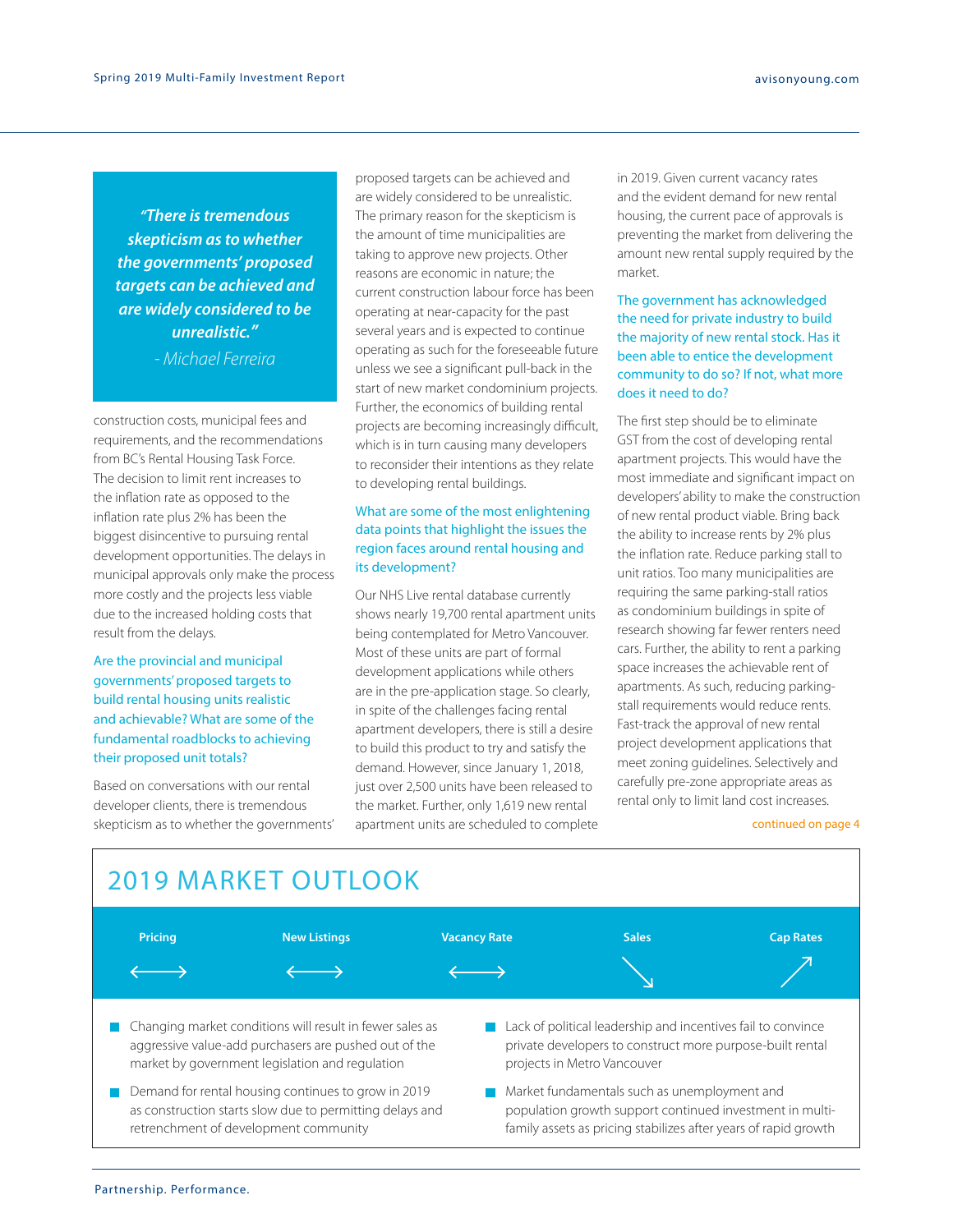> *"There is tremendous skepticism as to whether the governments' proposed targets can be achieved and are widely considered to be unrealistic."*
>
> *- Michael Ferreira*

construction costs, municipal fees and requirements, and the recommendations from BC's Rental Housing Task Force. The decision to limit rent increases to the inflation rate as opposed to the inflation rate plus 2% has been the biggest disincentive to pursuing rental development opportunities. The delays in municipal approvals only make the process more costly and the projects less viable due to the increased holding costs that result from the delays.

### Are the provincial and municipal governments' proposed targets to build rental housing units realistic and achievable? What are some of the fundamental roadblocks to achieving their proposed unit totals?

Based on conversations with our rental developer clients, there is tremendous skepticism as to whether the governments' proposed targets can be achieved and are widely considered to be unrealistic. The primary reason for the skepticism is the amount of time municipalities are taking to approve new projects. Other reasons are economic in nature; the current construction labour force has been operating at near-capacity for the past several years and is expected to continue operating as such for the foreseeable future unless we see a significant pull-back in the start of new market condominium projects. Further, the economics of building rental projects are becoming increasingly difficult, which is in turn causing many developers to reconsider their intentions as they relate to developing rental buildings.

### What are some of the most enlightening data points that highlight the issues the region faces around rental housing and its development?

Our NHS Live rental database currently shows nearly 19,700 rental apartment units being contemplated for Metro Vancouver. Most of these units are part of formal development applications while others are in the pre-application stage. So clearly, in spite of the challenges facing rental apartment developers, there is still a desire to build this product to try and satisfy the demand. However, since January 1, 2018, just over 2,500 units have been released to the market. Further, only 1,619 new rental apartment units are scheduled to complete in 2019. Given current vacancy rates and the evident demand for new rental housing, the current pace of approvals is preventing the market from delivering the amount new rental supply required by the market.

### The government has acknowledged the need for private industry to build the majority of new rental stock. Has it been able to entice the development community to do so? If not, what more does it need to do?

The first step should be to eliminate GST from the cost of developing rental apartment projects. This would have the most immediate and significant impact on developers' ability to make the construction of new rental product viable. Bring back the ability to increase rents by 2% plus the inflation rate. Reduce parking stall to unit ratios. Too many municipalities are requiring the same parking-stall ratios as condominium buildings in spite of research showing far fewer renters need cars. Further, the ability to rent a parking space increases the achievable rent of apartments. As such, reducing parking-stall requirements would reduce rents. Fast-track the approval of new rental project development applications that meet zoning guidelines. Selectively and carefully pre-zone appropriate areas as rental only to limit land cost increases.

continued on page 4

## 2019 MARKET OUTLOOK

| Pricing | New Listings | Vacancy Rate | Sales | Cap Rates |
|---|---|---|---|---|
| ⟷ | ⟷ | ⟷ | ↘ | ↗ |

- Changing market conditions will result in fewer sales as aggressive value-add purchasers are pushed out of the market by government legislation and regulation
- Demand for rental housing continues to grow in 2019 as construction starts slow due to permitting delays and retrenchment of development community
- Lack of political leadership and incentives fail to convince private developers to construct more purpose-built rental projects in Metro Vancouver
- Market fundamentals such as unemployment and population growth support continued investment in multi-family assets as pricing stabilizes after years of rapid growth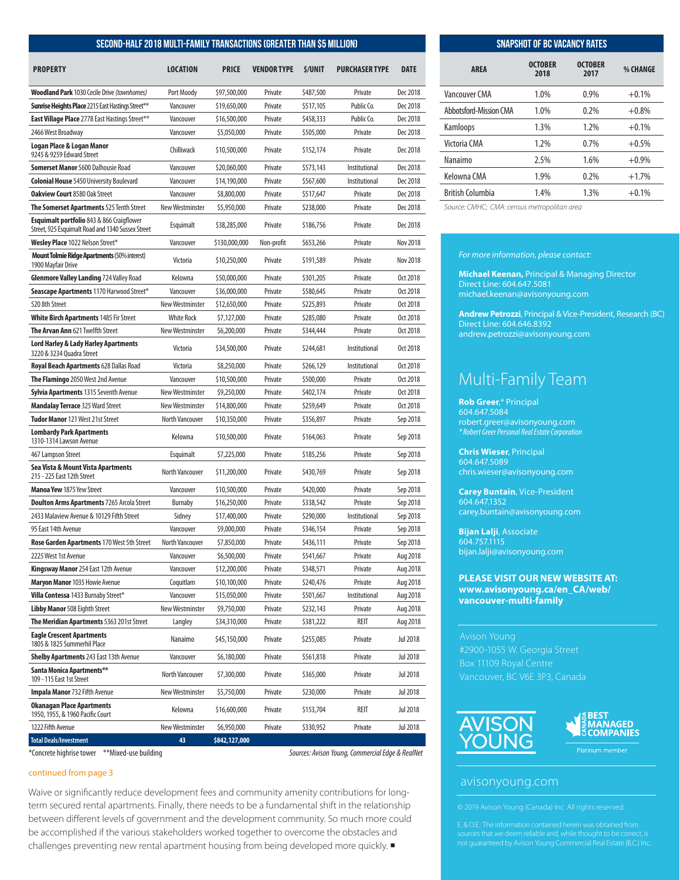## SECOND-HALF 2018 MULTI-FAMILY TRANSACTIONS (GREATER THAN $5 MILLION)

| PROPERTY | LOCATION | PRICE | VENDOR TYPE | $/UNIT | PURCHASER TYPE | DATE |
|---|---|---|---|---|---|---|
| **Woodland Park** 1030 Cecile Drive *(townhomes)* | Port Moody | $97,500,000 | Private | $487,500 | Private | Dec 2018 |
| **Sunrise Heights Place** 2215 East Hastings Street** | Vancouver | $19,650,000 | Private | $517,105 | Public Co. | Dec 2018 |
| **East Village Place** 2778 East Hastings Street** | Vancouver | $16,500,000 | Private | $458,333 | Public Co. | Dec 2018 |
| 2466 West Broadway | Vancouver | $5,050,000 | Private | $505,000 | Private | Dec 2018 |
| **Logan Place & Logan Manor** 9245 & 9259 Edward Street | Chilliwack | $10,500,000 | Private | $152,174 | Private | Dec 2018 |
| **Somerset Manor** 5600 Dalhousie Road | Vancouver | $20,060,000 | Private | $573,143 | Institutional | Dec 2018 |
| **Colonial House** 5450 University Boulevard | Vancouver | $14,190,000 | Private | $567,600 | Institutional | Dec 2018 |
| **Oakview Court** 8580 Oak Street | Vancouver | $8,800,000 | Private | $517,647 | Private | Dec 2018 |
| **The Somerset Apartments** 525 Tenth Street | New Westminster | $5,950,000 | Private | $238,000 | Private | Dec 2018 |
| **Esquimalt portfolio** 843 & 866 Craigflower Street, 925 Esquimalt Road and 1340 Sussex Street | Esquimalt | $38,285,000 | Private | $186,756 | Private | Dec 2018 |
| **Wesley Place** 1022 Nelson Street* | Vancouver | $130,000,000 | Non-profit | $653,266 | Private | Nov 2018 |
| **Mount Tolmie Ridge Apartments** (50% interest) 1900 Mayfair Drive | Victoria | $10,250,000 | Private | $191,589 | Private | Nov 2018 |
| **Glenmore Valley Landing** 724 Valley Road | Kelowna | $50,000,000 | Private | $301,205 | Private | Oct 2018 |
| **Seascape Apartments** 1170 Harwood Street* | Vancouver | $36,000,000 | Private | $580,645 | Private | Oct 2018 |
| 520 8th Street | New Westminster | $12,650,000 | Private | $225,893 | Private | Oct 2018 |
| **White Birch Apartments** 1485 Fir Street | White Rock | $7,127,000 | Private | $285,080 | Private | Oct 2018 |
| **The Arvan Ann** 621 Twelfth Street | New Westminster | $6,200,000 | Private | $344,444 | Private | Oct 2018 |
| **Lord Harley & Lady Harley Apartments** 3220 & 3234 Quadra Street | Victoria | $34,500,000 | Private | $244,681 | Institutional | Oct 2018 |
| **Royal Beach Apartments** 628 Dallas Road | Victoria | $8,250,000 | Private | $266,129 | Institutional | Oct 2018 |
| **The Flamingo** 2050 West 2nd Avenue | Vancouver | $10,500,000 | Private | $500,000 | Private | Oct 2018 |
| **Sylvia Apartments** 1315 Seventh Avenue | New Westminster | $9,250,000 | Private | $402,174 | Private | Oct 2018 |
| **Mandalay Terrace** 325 Ward Street | New Westminster | $14,800,000 | Private | $259,649 | Private | Oct 2018 |
| **Tudor Manor** 121 West 21st Street | North Vancouver | $10,350,000 | Private | $356,897 | Private | Sep 2018 |
| **Lombardy Park Apartments** 1310-1314 Lawson Avenue | Kelowna | $10,500,000 | Private | $164,063 | Private | Sep 2018 |
| 467 Lampson Street | Esquimalt | $7,225,000 | Private | $185,256 | Private | Sep 2018 |
| **Sea Vista & Mount Vista Apartments** 215 - 225 East 12th Street | North Vancouver | $11,200,000 | Private | $430,769 | Private | Sep 2018 |
| **Manoa Yew** 1875 Yew Street | Vancouver | $10,500,000 | Private | $420,000 | Private | Sep 2018 |
| **Doulton Arms Apartments** 7265 Arcola Street | Burnaby | $16,250,000 | Private | $338,542 | Private | Sep 2018 |
| 2433 Malaview Avenue & 10129 Fifth Street | Sidney | $17,400,000 | Private | $290,000 | Institutional | Sep 2018 |
| 95 East 14th Avenue | Vancouver | $9,000,000 | Private | $346,154 | Private | Sep 2018 |
| **Rose Garden Apartments** 170 West 5th Street | North Vancouver | $7,850,000 | Private | $436,111 | Private | Sep 2018 |
| 2225 West 1st Avenue | Vancouver | $6,500,000 | Private | $541,667 | Private | Aug 2018 |
| **Kingsway Manor** 254 East 12th Avenue | Vancouver | $12,200,000 | Private | $348,571 | Private | Aug 2018 |
| **Maryon Manor** 1035 Howie Avenue | Coquitlam | $10,100,000 | Private | $240,476 | Private | Aug 2018 |
| **Villa Contessa** 1433 Burnaby Street* | Vancouver | $15,050,000 | Private | $501,667 | Institutional | Aug 2018 |
| **Libby Manor** 508 Eighth Street | New Westminster | $9,750,000 | Private | $232,143 | Private | Aug 2018 |
| **The Meridian Apartments** 5363 201st Street | Langley | $34,310,000 | Private | $381,222 | REIT | Aug 2018 |
| **Eagle Crescent Apartments** 1805 & 1825 Summerhil Place | Nanaimo | $45,150,000 | Private | $255,085 | Private | Jul 2018 |
| **Shelby Apartments** 243 East 13th Avenue | Vancouver | $6,180,000 | Private | $561,818 | Private | Jul 2018 |
| **Santa Monica Apartments**** 109 - 115 East 1st Street | North Vancouver | $7,300,000 | Private | $365,000 | Private | Jul 2018 |
| **Impala Manor** 732 Fifth Avenue | New Westminster | $5,750,000 | Private | $230,000 | Private | Jul 2018 |
| **Okanagan Place Apartments** 1950, 1955, & 1960 Pacific Court | Kelowna | $16,600,000 | Private | $153,704 | REIT | Jul 2018 |
| 1222 Fifth Avenue | New Westminster | $6,950,000 | Private | $330,952 | Private | Jul 2018 |
| **Total Deals/Investment** | **43** | **$842,127,000** | | | | |

*Concrete highrise tower **Mixed-use building

*Sources: Avison Young, Commercial Edge & RealNet*

continued from page 3

Waive or significantly reduce development fees and community amenity contributions for long-term secured rental apartments. Finally, there needs to be a fundamental shift in the relationship between different levels of government and the development community. So much more could be accomplished if the various stakeholders worked together to overcome the obstacles and challenges preventing new rental apartment housing from being developed more quickly. ■

## SNAPSHOT OF BC VACANCY RATES

| AREA | OCTOBER 2018 | OCTOBER 2017 | % CHANGE |
|---|---|---|---|
| Vancouver CMA | 1.0% | 0.9% | +0.1% |
| Abbotsford-Mission CMA | 1.0% | 0.2% | +0.8% |
| Kamloops | 1.3% | 1.2% | +0.1% |
| Victoria CMA | 1.2% | 0.7% | +0.5% |
| Nanaimo | 2.5% | 1.6% | +0.9% |
| Kelowna CMA | 1.9% | 0.2% | +1.7% |
| British Columbia | 1.4% | 1.3% | +0.1% |

*Source: CMHC; CMA: census metropolitan area*

*For more information, please contact:*

**Michael Keenan,** Principal & Managing Director
Direct Line: 604.647.5081
michael.keenan@avisonyoung.com

**Andrew Petrozzi**, Principal & Vice-President, Research (BC)
Direct Line: 604.646.8392
andrew.petrozzi@avisonyoung.com

## Multi-Family Team

**Rob Greer**,* Principal
604.647.5084
robert.greer@avisonyoung.com
*\* Robert Greer Personal Real Estate Corporation*

**Chris Wieser**, Principal
604.647.5089
chris.wieser@avisonyoung.com

**Carey Buntain**, Vice-President
604.647.1352
carey.buntain@avisonyoung.com

**Bijan Lalji**, Associate
604.757.1115
bijan.lalji@avisonyoung.com

**PLEASE VISIT OUR NEW WEBSITE AT: www.avisonyoung.ca/en_CA/web/vancouver-multi-family**

Avison Young
#2900-1055 W. Georgia Street
Box 11109 Royal Centre
Vancouver, BC V6E 3P3, Canada

AVISON YOUNG

CANADA'S BEST MANAGED COMPANIES
Platinum member

avisonyoung.com

© 2019 Avison Young (Canada) Inc. All rights reserved.

E. & O.E.: The information contained herein was obtained from sources that we deem reliable and, while thought to be correct, is not guaranteed by Avison Young Commercial Real Estate (B.C.) Inc.